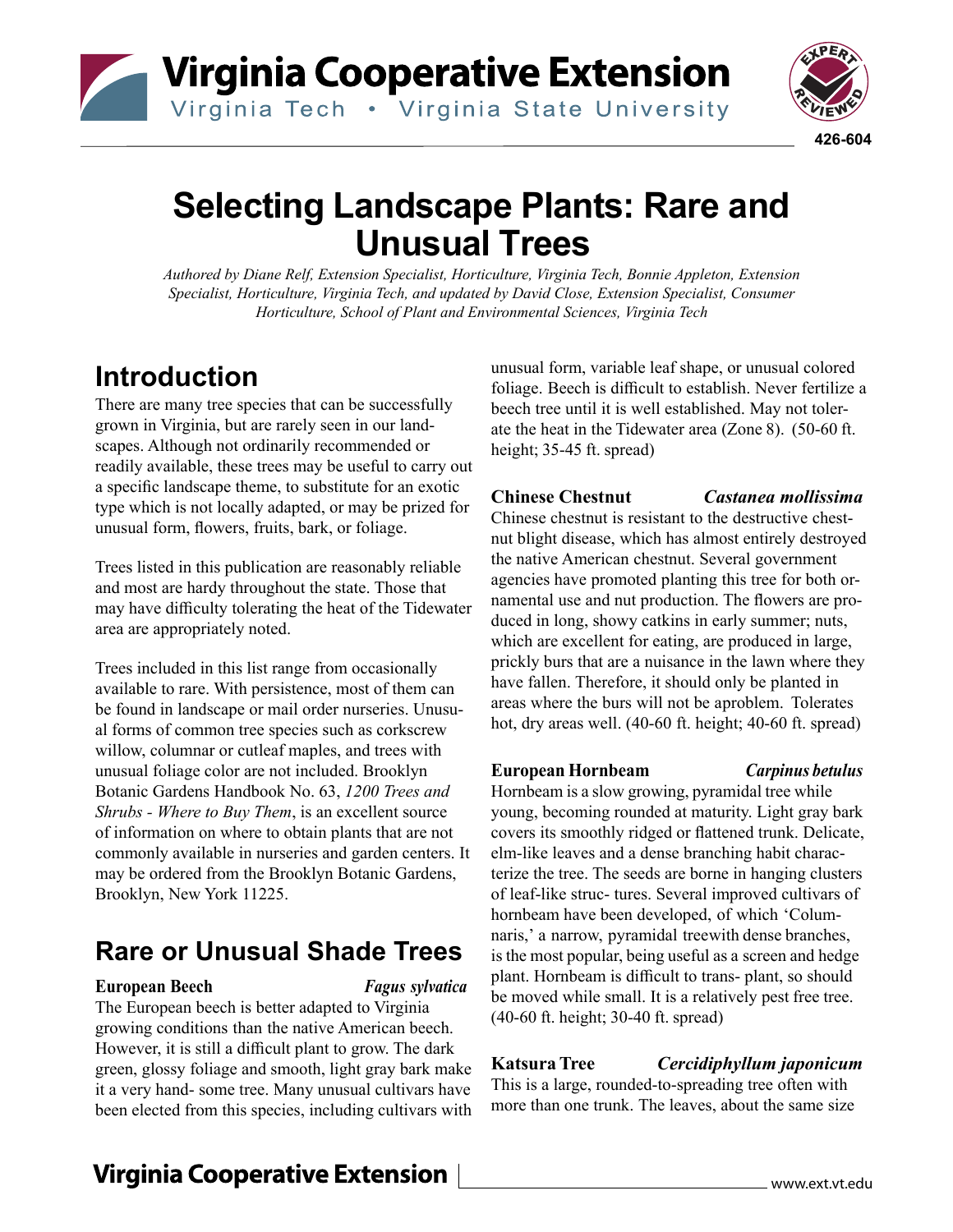# Selecting Landscape Plants: Rare and Unusual Trees

*Authored by Diane Relf, Extension Specialist, Horticulture, Virginia Tech, Bonnie Appleton, Extension Specialist, Horticulture, Virginia Tech, and updated by David Close, Extension Specialist, Consumer Horticulture, School of Plant and Environmental Sciences, Virginia Tech*

## Introduction

There are many tree species that can be successfully grown in Virginia, but are rarely seen in our landscapes. Although not ordinarily recommended or readily available, these trees may be useful to carry out a specific landscape theme, to substitute for an exotic type which is not locally adapted, or may be prized for unusual form, flowers, fruits, bark, or foliage.

Trees listed in this publication are reasonably reliable and most are hardy throughout the state. Those that may have difficulty tolerating the heat of the Tidewater area are appropriately noted.

Trees included in this list range from occasionally available to rare. With persistence, most of them can be found in landscape or mail order nurseries. Unusual forms of common tree species such as corkscrew willow, columnar or cutleaf maples, and trees with unusual foliage color are not included. Brooklyn Botanic Gardens Handbook No. 63, *1200 Trees and Shrubs - Where to Buy Them*, is an excellent source of information on where to obtain plants that are not commonly available in nurseries and garden centers. It may be ordered from the Brooklyn Botanic Gardens, Brooklyn, New York 11225.

## Rare or Unusual Shade Trees

**European Beech** ***Fagus sylvatica***

The European beech is better adapted to Virginia growing conditions than the native American beech. However, it is still a difficult plant to grow. The dark green, glossy foliage and smooth, light gray bark make it a very hand- some tree. Many unusual cultivars have been elected from this species, including cultivars with unusual form, variable leaf shape, or unusual colored foliage. Beech is difficult to establish. Never fertilize a beech tree until it is well established. May not tolerate the heat in the Tidewater area (Zone 8). (50-60 ft. height; 35-45 ft. spread)

**Chinese Chestnut** ***Castanea mollissima***

Chinese chestnut is resistant to the destructive chestnut blight disease, which has almost entirely destroyed the native American chestnut. Several government agencies have promoted planting this tree for both ornamental use and nut production. The flowers are produced in long, showy catkins in early summer; nuts, which are excellent for eating, are produced in large, prickly burs that are a nuisance in the lawn where they have fallen. Therefore, it should only be planted in areas where the burs will not be aproblem. Tolerates hot, dry areas well. (40-60 ft. height; 40-60 ft. spread)

**European Hornbeam** ***Carpinus betulus***

Hornbeam is a slow growing, pyramidal tree while young, becoming rounded at maturity. Light gray bark covers its smoothly ridged or flattened trunk. Delicate, elm-like leaves and a dense branching habit characterize the tree. The seeds are borne in hanging clusters of leaf-like struc- tures. Several improved cultivars of hornbeam have been developed, of which 'Columnaris,' a narrow, pyramidal treewith dense branches, is the most popular, being useful as a screen and hedge plant. Hornbeam is difficult to trans- plant, so should be moved while small. It is a relatively pest free tree. (40-60 ft. height; 30-40 ft. spread)

**Katsura Tree** ***Cercidiphyllum japonicum***

This is a large, rounded-to-spreading tree often with more than one trunk. The leaves, about the same size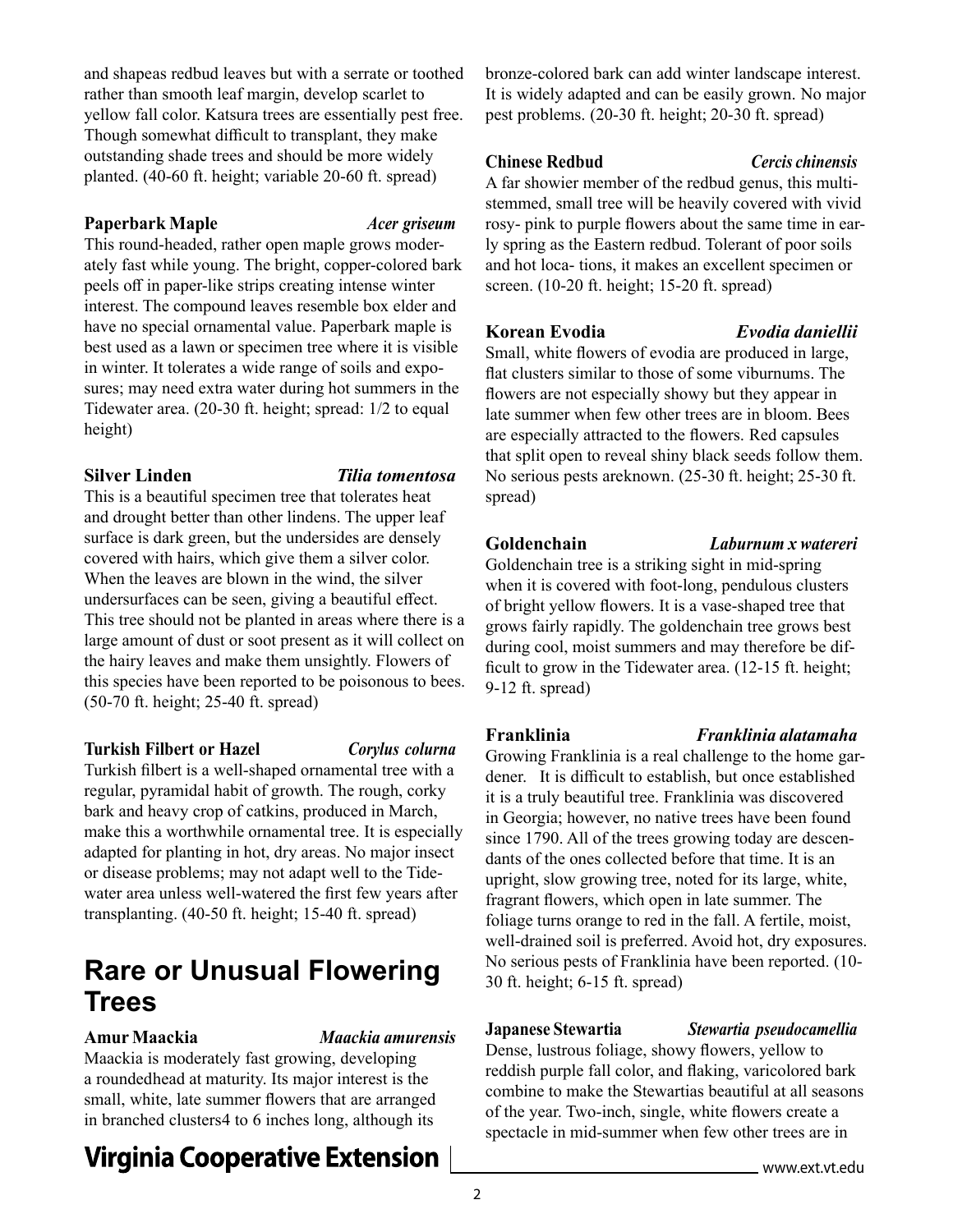and shapeas redbud leaves but with a serrate or toothed rather than smooth leaf margin, develop scarlet to yellow fall color. Katsura trees are essentially pest free. Though somewhat difficult to transplant, they make outstanding shade trees and should be more widely planted. (40-60 ft. height; variable 20-60 ft. spread)

**Paperbark Maple** *Acer griseum*

This round-headed, rather open maple grows moderately fast while young. The bright, copper-colored bark peels off in paper-like strips creating intense winter interest. The compound leaves resemble box elder and have no special ornamental value. Paperbark maple is best used as a lawn or specimen tree where it is visible in winter. It tolerates a wide range of soils and exposures; may need extra water during hot summers in the Tidewater area. (20-30 ft. height; spread: 1/2 to equal height)

**Silver Linden** *Tilia tomentosa*

This is a beautiful specimen tree that tolerates heat and drought better than other lindens. The upper leaf surface is dark green, but the undersides are densely covered with hairs, which give them a silver color. When the leaves are blown in the wind, the silver undersurfaces can be seen, giving a beautiful effect. This tree should not be planted in areas where there is a large amount of dust or soot present as it will collect on the hairy leaves and make them unsightly. Flowers of this species have been reported to be poisonous to bees. (50-70 ft. height; 25-40 ft. spread)

**Turkish Filbert or Hazel** *Corylus colurna*

Turkish filbert is a well-shaped ornamental tree with a regular, pyramidal habit of growth. The rough, corky bark and heavy crop of catkins, produced in March, make this a worthwhile ornamental tree. It is especially adapted for planting in hot, dry areas. No major insect or disease problems; may not adapt well to the Tidewater area unless well-watered the first few years after transplanting. (40-50 ft. height; 15-40 ft. spread)

## Rare or Unusual Flowering Trees

**Amur Maackia** *Maackia amurensis*

Maackia is moderately fast growing, developing a roundedhead at maturity. Its major interest is the small, white, late summer flowers that are arranged in branched clusters4 to 6 inches long, although its bronze-colored bark can add winter landscape interest. It is widely adapted and can be easily grown. No major pest problems. (20-30 ft. height; 20-30 ft. spread)

**Chinese Redbud** *Cercis chinensis*

A far showier member of the redbud genus, this multi-stemmed, small tree will be heavily covered with vivid rosy- pink to purple flowers about the same time in early spring as the Eastern redbud. Tolerant of poor soils and hot loca- tions, it makes an excellent specimen or screen. (10-20 ft. height; 15-20 ft. spread)

**Korean Evodia** *Evodia daniellii*

Small, white flowers of evodia are produced in large, flat clusters similar to those of some viburnums. The flowers are not especially showy but they appear in late summer when few other trees are in bloom. Bees are especially attracted to the flowers. Red capsules that split open to reveal shiny black seeds follow them. No serious pests areknown. (25-30 ft. height; 25-30 ft. spread)

**Goldenchain** *Laburnum x watereri*

Goldenchain tree is a striking sight in mid-spring when it is covered with foot-long, pendulous clusters of bright yellow flowers. It is a vase-shaped tree that grows fairly rapidly. The goldenchain tree grows best during cool, moist summers and may therefore be difficult to grow in the Tidewater area. (12-15 ft. height; 9-12 ft. spread)

**Franklinia** *Franklinia alatamaha*

Growing Franklinia is a real challenge to the home gardener. It is difficult to establish, but once established it is a truly beautiful tree. Franklinia was discovered in Georgia; however, no native trees have been found since 1790. All of the trees growing today are descendants of the ones collected before that time. It is an upright, slow growing tree, noted for its large, white, fragrant flowers, which open in late summer. The foliage turns orange to red in the fall. A fertile, moist, well-drained soil is preferred. Avoid hot, dry exposures. No serious pests of Franklinia have been reported. (10-30 ft. height; 6-15 ft. spread)

**Japanese Stewartia** *Stewartia pseudocamellia*

Dense, lustrous foliage, showy flowers, yellow to reddish purple fall color, and flaking, varicolored bark combine to make the Stewartias beautiful at all seasons of the year. Two-inch, single, white flowers create a spectacle in mid-summer when few other trees are in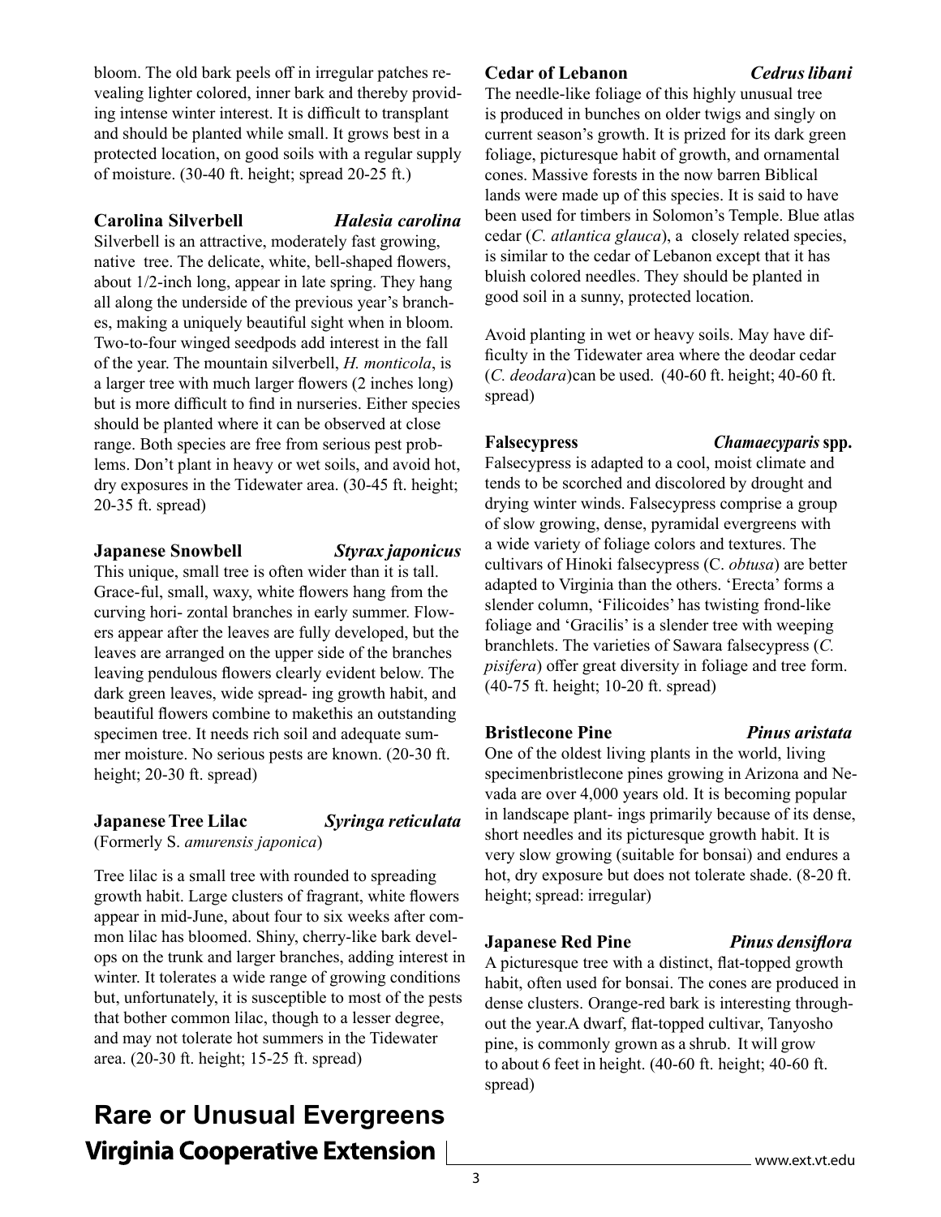bloom. The old bark peels off in irregular patches revealing lighter colored, inner bark and thereby providing intense winter interest. It is difficult to transplant and should be planted while small. It grows best in a protected location, on good soils with a regular supply of moisture. (30-40 ft. height; spread 20-25 ft.)

**Carolina Silverbell** ***Halesia carolina***

Silverbell is an attractive, moderately fast growing, native tree. The delicate, white, bell-shaped flowers, about 1/2-inch long, appear in late spring. They hang all along the underside of the previous year's branches, making a uniquely beautiful sight when in bloom. Two-to-four winged seedpods add interest in the fall of the year. The mountain silverbell, *H. monticola*, is a larger tree with much larger flowers (2 inches long) but is more difficult to find in nurseries. Either species should be planted where it can be observed at close range. Both species are free from serious pest problems. Don't plant in heavy or wet soils, and avoid hot, dry exposures in the Tidewater area. (30-45 ft. height; 20-35 ft. spread)

**Japanese Snowbell** ***Styrax japonicus***

This unique, small tree is often wider than it is tall. Grace-ful, small, waxy, white flowers hang from the curving hori- zontal branches in early summer. Flowers appear after the leaves are fully developed, but the leaves are arranged on the upper side of the branches leaving pendulous flowers clearly evident below. The dark green leaves, wide spread- ing growth habit, and beautiful flowers combine to makethis an outstanding specimen tree. It needs rich soil and adequate summer moisture. No serious pests are known. (20-30 ft. height; 20-30 ft. spread)

**Japanese Tree Lilac** ***Syringa reticulata***

(Formerly S. *amurensis japonica*)

Tree lilac is a small tree with rounded to spreading growth habit. Large clusters of fragrant, white flowers appear in mid-June, about four to six weeks after common lilac has bloomed. Shiny, cherry-like bark develops on the trunk and larger branches, adding interest in winter. It tolerates a wide range of growing conditions but, unfortunately, it is susceptible to most of the pests that bother common lilac, though to a lesser degree, and may not tolerate hot summers in the Tidewater area. (20-30 ft. height; 15-25 ft. spread)

## Rare or Unusual Evergreens

**Cedar of Lebanon** ***Cedrus libani***

The needle-like foliage of this highly unusual tree is produced in bunches on older twigs and singly on current season's growth. It is prized for its dark green foliage, picturesque habit of growth, and ornamental cones. Massive forests in the now barren Biblical lands were made up of this species. It is said to have been used for timbers in Solomon's Temple. Blue atlas cedar (*C. atlantica glauca*), a closely related species, is similar to the cedar of Lebanon except that it has bluish colored needles. They should be planted in good soil in a sunny, protected location.

Avoid planting in wet or heavy soils. May have difficulty in the Tidewater area where the deodar cedar (*C. deodara*)can be used. (40-60 ft. height; 40-60 ft. spread)

**Falsecypress** ***Chamaecyparis* spp.**

Falsecypress is adapted to a cool, moist climate and tends to be scorched and discolored by drought and drying winter winds. Falsecypress comprise a group of slow growing, dense, pyramidal evergreens with a wide variety of foliage colors and textures. The cultivars of Hinoki falsecypress (C. *obtusa*) are better adapted to Virginia than the others. 'Erecta' forms a slender column, 'Filicoides' has twisting frond-like foliage and 'Gracilis' is a slender tree with weeping branchlets. The varieties of Sawara falsecypress (*C. pisifera*) offer great diversity in foliage and tree form. (40-75 ft. height; 10-20 ft. spread)

**Bristlecone Pine** ***Pinus aristata***

One of the oldest living plants in the world, living specimenbristlecone pines growing in Arizona and Nevada are over 4,000 years old. It is becoming popular in landscape plant- ings primarily because of its dense, short needles and its picturesque growth habit. It is very slow growing (suitable for bonsai) and endures a hot, dry exposure but does not tolerate shade. (8-20 ft. height; spread: irregular)

**Japanese Red Pine** ***Pinus densiflora***

A picturesque tree with a distinct, flat-topped growth habit, often used for bonsai. The cones are produced in dense clusters. Orange-red bark is interesting throughout the year.A dwarf, flat-topped cultivar, Tanyosho pine, is commonly grown as a shrub. It will grow to about 6 feet in height. (40-60 ft. height; 40-60 ft. spread)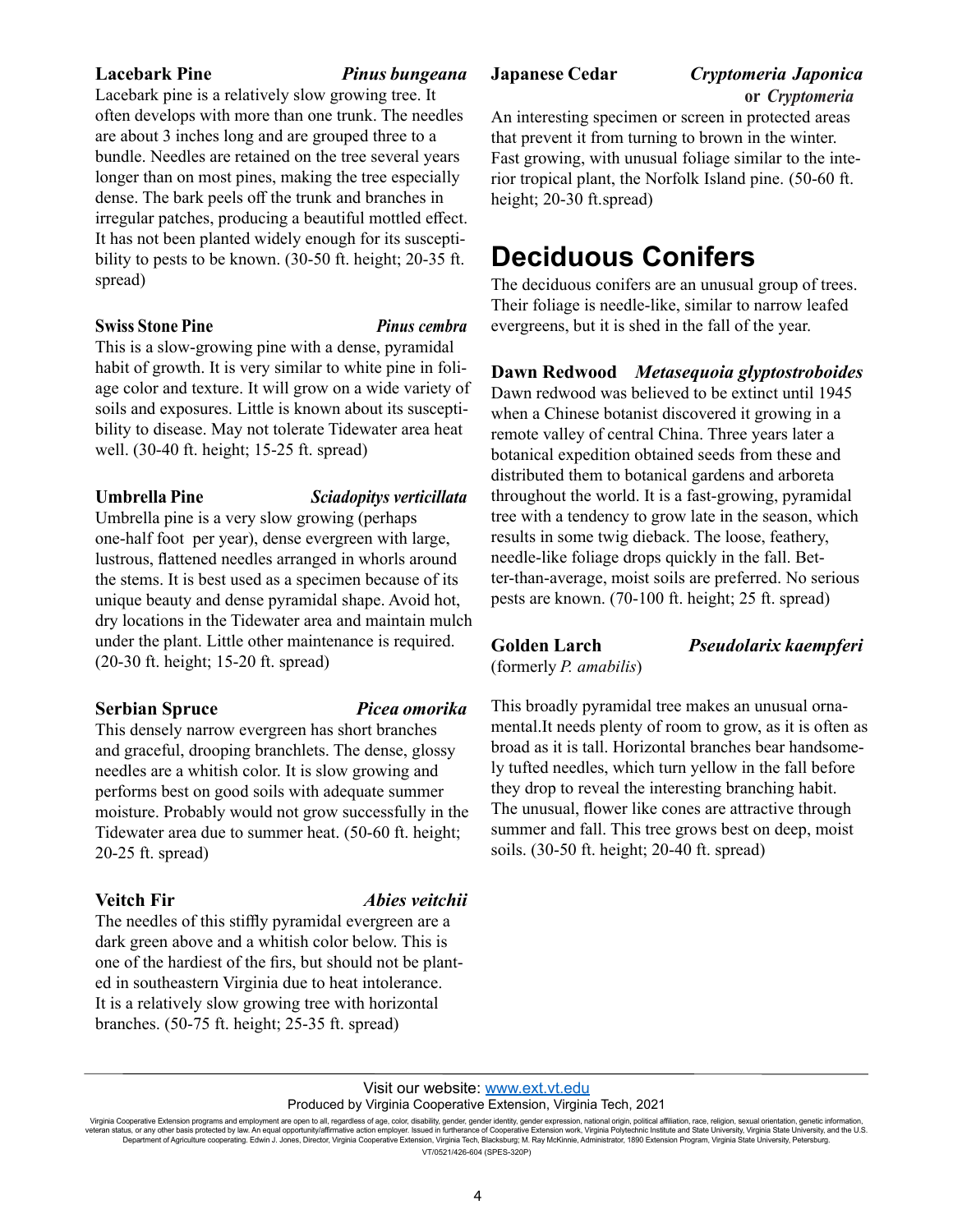**Lacebark Pine** ***Pinus bungeana***

Lacebark pine is a relatively slow growing tree. It often develops with more than one trunk. The needles are about 3 inches long and are grouped three to a bundle. Needles are retained on the tree several years longer than on most pines, making the tree especially dense. The bark peels off the trunk and branches in irregular patches, producing a beautiful mottled effect. It has not been planted widely enough for its susceptibility to pests to be known. (30-50 ft. height; 20-35 ft. spread)

**Swiss Stone Pine** ***Pinus cembra***

This is a slow-growing pine with a dense, pyramidal habit of growth. It is very similar to white pine in foliage color and texture. It will grow on a wide variety of soils and exposures. Little is known about its susceptibility to disease. May not tolerate Tidewater area heat well. (30-40 ft. height; 15-25 ft. spread)

**Umbrella Pine** ***Sciadopitys verticillata***

Umbrella pine is a very slow growing (perhaps one-half foot per year), dense evergreen with large, lustrous, flattened needles arranged in whorls around the stems. It is best used as a specimen because of its unique beauty and dense pyramidal shape. Avoid hot, dry locations in the Tidewater area and maintain mulch under the plant. Little other maintenance is required. (20-30 ft. height; 15-20 ft. spread)

**Serbian Spruce** ***Picea omorika***

This densely narrow evergreen has short branches and graceful, drooping branchlets. The dense, glossy needles are a whitish color. It is slow growing and performs best on good soils with adequate summer moisture. Probably would not grow successfully in the Tidewater area due to summer heat. (50-60 ft. height; 20-25 ft. spread)

**Veitch Fir** ***Abies veitchii***

The needles of this stiffly pyramidal evergreen are a dark green above and a whitish color below. This is one of the hardiest of the firs, but should not be planted in southeastern Virginia due to heat intolerance. It is a relatively slow growing tree with horizontal branches. (50-75 ft. height; 25-35 ft. spread)

**Japanese Cedar** ***Cryptomeria Japonica* or *Cryptomeria***

An interesting specimen or screen in protected areas that prevent it from turning to brown in the winter. Fast growing, with unusual foliage similar to the interior tropical plant, the Norfolk Island pine. (50-60 ft. height; 20-30 ft.spread)

## Deciduous Conifers

The deciduous conifers are an unusual group of trees. Their foliage is needle-like, similar to narrow leafed evergreens, but it is shed in the fall of the year.

**Dawn Redwood** ***Metasequoia glyptostroboides***

Dawn redwood was believed to be extinct until 1945 when a Chinese botanist discovered it growing in a remote valley of central China. Three years later a botanical expedition obtained seeds from these and distributed them to botanical gardens and arboreta throughout the world. It is a fast-growing, pyramidal tree with a tendency to grow late in the season, which results in some twig dieback. The loose, feathery, needle-like foliage drops quickly in the fall. Better-than-average, moist soils are preferred. No serious pests are known. (70-100 ft. height; 25 ft. spread)

**Golden Larch** ***Pseudolarix kaempferi***
(formerly *P. amabilis*)

This broadly pyramidal tree makes an unusual ornamental.It needs plenty of room to grow, as it is often as broad as it is tall. Horizontal branches bear handsomely tufted needles, which turn yellow in the fall before they drop to reveal the interesting branching habit. The unusual, flower like cones are attractive through summer and fall. This tree grows best on deep, moist soils. (30-50 ft. height; 20-40 ft. spread)

Visit our website: www.ext.vt.edu
Produced by Virginia Cooperative Extension, Virginia Tech, 2021

Virginia Cooperative Extension programs and employment are open to all, regardless of age, color, disability, gender, gender identity, gender expression, national origin, political affiliation, race, religion, sexual orientation, genetic information, veteran status, or any other basis protected by law. An equal opportunity/affirmative action employer. Issued in furtherance of Cooperative Extension work, Virginia Polytechnic Institute and State University, Virginia State University, and the U.S. Department of Agriculture cooperating. Edwin J. Jones, Director, Virginia Cooperative Extension, Virginia Tech, Blacksburg; M. Ray McKinnie, Administrator, 1890 Extension Program, Virginia State University, Petersburg.

VT/0521/426-604 (SPES-320P)